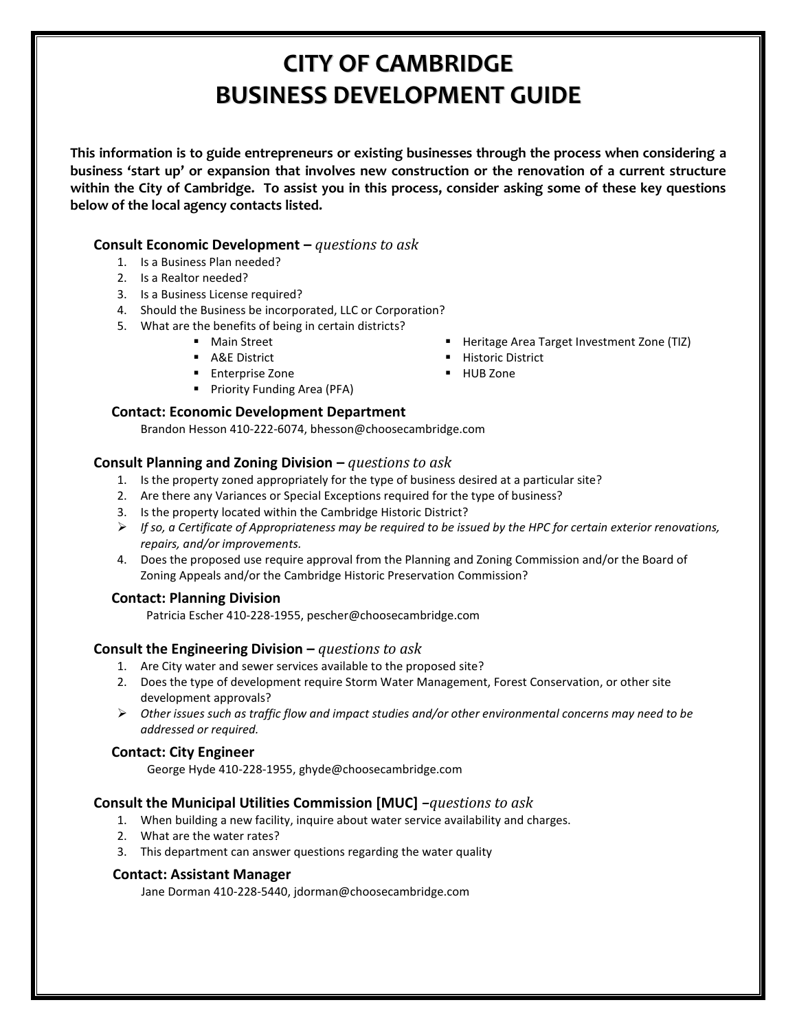# CITY OF CAMBRIDGE
# BUSINESS DEVELOPMENT GUIDE

**This information is to guide entrepreneurs or existing businesses through the process when considering a business 'start up' or expansion that involves new construction or the renovation of a current structure within the City of Cambridge. To assist you in this process, consider asking some of these key questions below of the local agency contacts listed.**

### Consult Economic Development – *questions to ask*

1. Is a Business Plan needed?
2. Is a Realtor needed?
3. Is a Business License required?
4. Should the Business be incorporated, LLC or Corporation?
5. What are the benefits of being in certain districts?
   - Main Street
   - A&E District
   - Enterprise Zone
   - Priority Funding Area (PFA)
   - Heritage Area Target Investment Zone (TIZ)
   - Historic District
   - HUB Zone

**Contact: Economic Development Department**
Brandon Hesson 410-222-6074, bhesson@choosecambridge.com

### Consult Planning and Zoning Division – *questions to ask*

1. Is the property zoned appropriately for the type of business desired at a particular site?
2. Are there any Variances or Special Exceptions required for the type of business?
3. Is the property located within the Cambridge Historic District?
   - *If so, a Certificate of Appropriateness may be required to be issued by the HPC for certain exterior renovations, repairs, and/or improvements.*
4. Does the proposed use require approval from the Planning and Zoning Commission and/or the Board of Zoning Appeals and/or the Cambridge Historic Preservation Commission?

**Contact: Planning Division**
Patricia Escher 410-228-1955, pescher@choosecambridge.com

### Consult the Engineering Division – *questions to ask*

1. Are City water and sewer services available to the proposed site?
2. Does the type of development require Storm Water Management, Forest Conservation, or other site development approvals?
   - *Other issues such as traffic flow and impact studies and/or other environmental concerns may need to be addressed or required.*

**Contact: City Engineer**
George Hyde 410-228-1955, ghyde@choosecambridge.com

### Consult the Municipal Utilities Commission [MUC] –*questions to ask*

1. When building a new facility, inquire about water service availability and charges.
2. What are the water rates?
3. This department can answer questions regarding the water quality

**Contact: Assistant Manager**
Jane Dorman 410-228-5440, jdorman@choosecambridge.com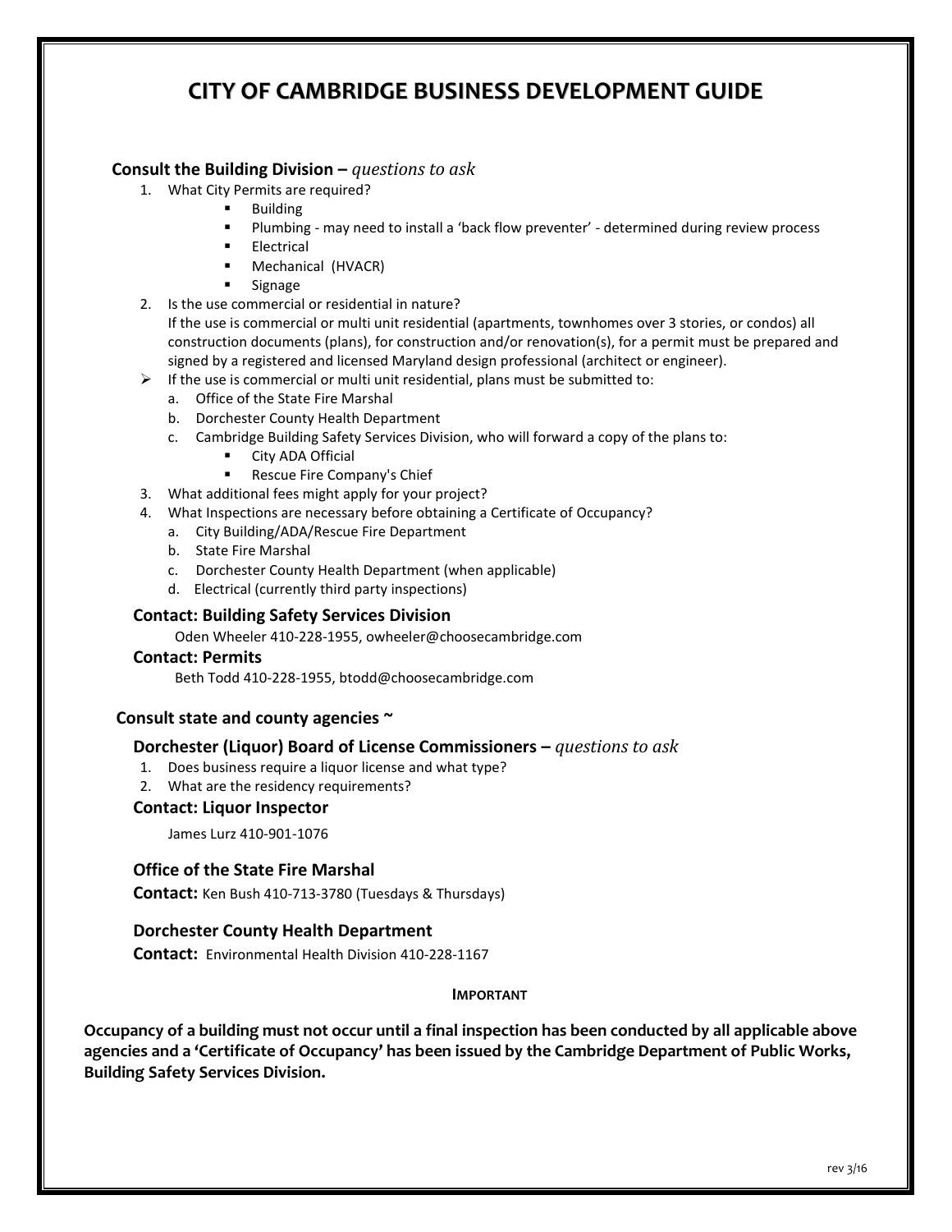# CITY OF CAMBRIDGE BUSINESS DEVELOPMENT GUIDE

## Consult the Building Division – *questions to ask*

1. What City Permits are required?
   - Building
   - Plumbing - may need to install a 'back flow preventer' - determined during review process
   - Electrical
   - Mechanical (HVACR)
   - Signage
2. Is the use commercial or residential in nature?
   If the use is commercial or multi unit residential (apartments, townhomes over 3 stories, or condos) all construction documents (plans), for construction and/or renovation(s), for a permit must be prepared and signed by a registered and licensed Maryland design professional (architect or engineer).

- If the use is commercial or multi unit residential, plans must be submitted to:
  a. Office of the State Fire Marshal
  b. Dorchester County Health Department
  c. Cambridge Building Safety Services Division, who will forward a copy of the plans to:
     - City ADA Official
     - Rescue Fire Company's Chief

3. What additional fees might apply for your project?
4. What Inspections are necessary before obtaining a Certificate of Occupancy?
   a. City Building/ADA/Rescue Fire Department
   b. State Fire Marshal
   c. Dorchester County Health Department (when applicable)
   d. Electrical (currently third party inspections)

### Contact: Building Safety Services Division

Oden Wheeler 410-228-1955, owheeler@choosecambridge.com

### Contact: Permits

Beth Todd 410-228-1955, btodd@choosecambridge.com

## Consult state and county agencies ~

### Dorchester (Liquor) Board of License Commissioners – *questions to ask*

1. Does business require a liquor license and what type?
2. What are the residency requirements?

### Contact: Liquor Inspector

James Lurz 410-901-1076

### Office of the State Fire Marshal

**Contact:** Ken Bush 410-713-3780 (Tuesdays & Thursdays)

### Dorchester County Health Department

**Contact:** Environmental Health Division 410-228-1167

**IMPORTANT**

**Occupancy of a building must not occur until a final inspection has been conducted by all applicable above agencies and a 'Certificate of Occupancy' has been issued by the Cambridge Department of Public Works, Building Safety Services Division.**

rev 3/16